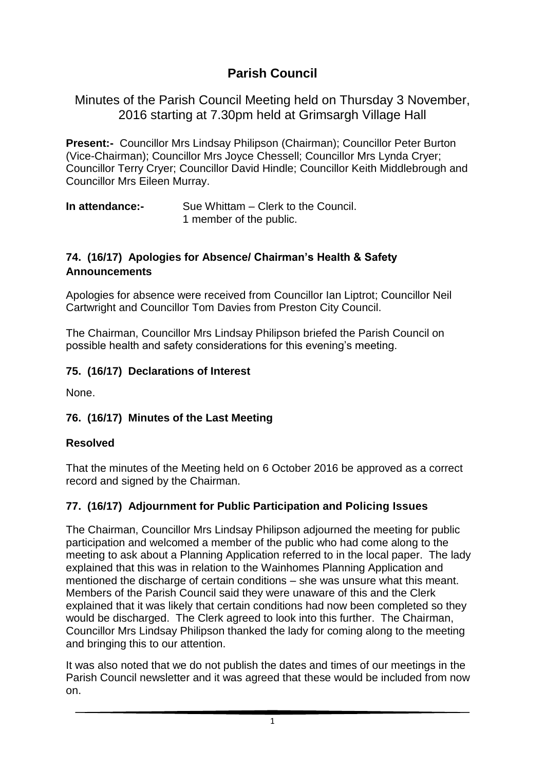# Parish Council

## Minutes of the Parish Council Meeting held on Thursday 3 November, 2016 starting at 7.30pm held at Grimsargh Village Hall

**Present:-** Councillor Mrs Lindsay Philipson (Chairman); Councillor Peter Burton (Vice-Chairman); Councillor Mrs Joyce Chessell; Councillor Mrs Lynda Cryer; Councillor Terry Cryer; Councillor David Hindle; Councillor Keith Middlebrough and Councillor Mrs Eileen Murray.

**In attendance:-** Sue Whittam – Clerk to the Council.
1 member of the public.

### 74. (16/17) Apologies for Absence/ Chairman's Health & Safety Announcements

Apologies for absence were received from Councillor Ian Liptrot; Councillor Neil Cartwright and Councillor Tom Davies from Preston City Council.

The Chairman, Councillor Mrs Lindsay Philipson briefed the Parish Council on possible health and safety considerations for this evening's meeting.

### 75. (16/17) Declarations of Interest

None.

### 76. (16/17) Minutes of the Last Meeting

**Resolved**

That the minutes of the Meeting held on 6 October 2016 be approved as a correct record and signed by the Chairman.

### 77. (16/17) Adjournment for Public Participation and Policing Issues

The Chairman, Councillor Mrs Lindsay Philipson adjourned the meeting for public participation and welcomed a member of the public who had come along to the meeting to ask about a Planning Application referred to in the local paper. The lady explained that this was in relation to the Wainhomes Planning Application and mentioned the discharge of certain conditions – she was unsure what this meant. Members of the Parish Council said they were unaware of this and the Clerk explained that it was likely that certain conditions had now been completed so they would be discharged. The Clerk agreed to look into this further. The Chairman, Councillor Mrs Lindsay Philipson thanked the lady for coming along to the meeting and bringing this to our attention.

It was also noted that we do not publish the dates and times of our meetings in the Parish Council newsletter and it was agreed that these would be included from now on.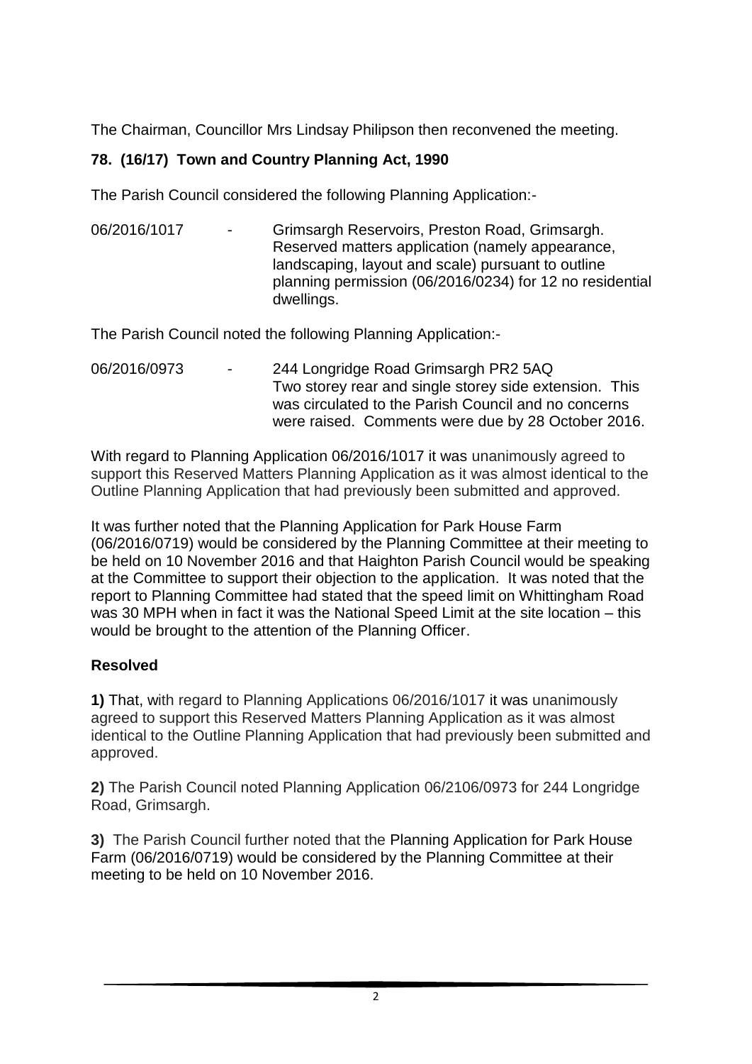The Chairman, Councillor Mrs Lindsay Philipson then reconvened the meeting.

**78. (16/17) Town and Country Planning Act, 1990**

The Parish Council considered the following Planning Application:-

06/2016/1017 - Grimsargh Reservoirs, Preston Road, Grimsargh. Reserved matters application (namely appearance, landscaping, layout and scale) pursuant to outline planning permission (06/2016/0234) for 12 no residential dwellings.

The Parish Council noted the following Planning Application:-

06/2016/0973 - 244 Longridge Road Grimsargh PR2 5AQ Two storey rear and single storey side extension. This was circulated to the Parish Council and no concerns were raised. Comments were due by 28 October 2016.

With regard to Planning Application 06/2016/1017 it was unanimously agreed to support this Reserved Matters Planning Application as it was almost identical to the Outline Planning Application that had previously been submitted and approved.

It was further noted that the Planning Application for Park House Farm (06/2016/0719) would be considered by the Planning Committee at their meeting to be held on 10 November 2016 and that Haighton Parish Council would be speaking at the Committee to support their objection to the application. It was noted that the report to Planning Committee had stated that the speed limit on Whittingham Road was 30 MPH when in fact it was the National Speed Limit at the site location – this would be brought to the attention of the Planning Officer.

**Resolved**

**1)** That, with regard to Planning Applications 06/2016/1017 it was unanimously agreed to support this Reserved Matters Planning Application as it was almost identical to the Outline Planning Application that had previously been submitted and approved.

**2)** The Parish Council noted Planning Application 06/2106/0973 for 244 Longridge Road, Grimsargh.

**3)** The Parish Council further noted that the Planning Application for Park House Farm (06/2016/0719) would be considered by the Planning Committee at their meeting to be held on 10 November 2016.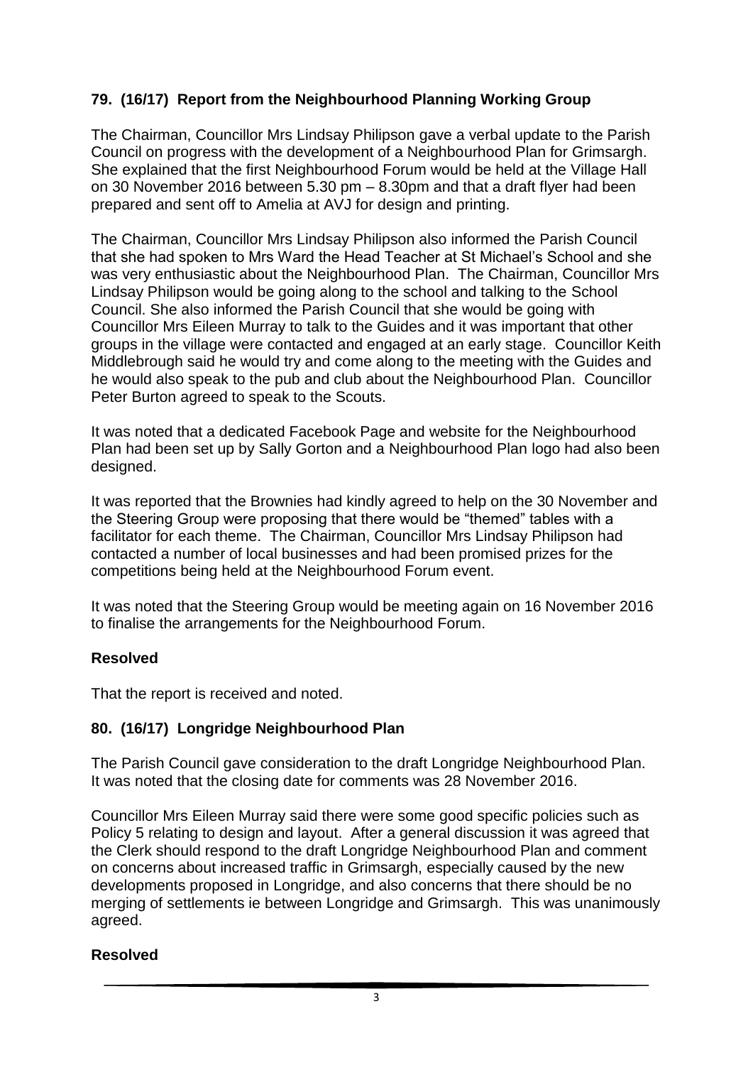### 79. (16/17) Report from the Neighbourhood Planning Working Group

The Chairman, Councillor Mrs Lindsay Philipson gave a verbal update to the Parish Council on progress with the development of a Neighbourhood Plan for Grimsargh. She explained that the first Neighbourhood Forum would be held at the Village Hall on 30 November 2016 between 5.30 pm – 8.30pm and that a draft flyer had been prepared and sent off to Amelia at AVJ for design and printing.

The Chairman, Councillor Mrs Lindsay Philipson also informed the Parish Council that she had spoken to Mrs Ward the Head Teacher at St Michael's School and she was very enthusiastic about the Neighbourhood Plan. The Chairman, Councillor Mrs Lindsay Philipson would be going along to the school and talking to the School Council. She also informed the Parish Council that she would be going with Councillor Mrs Eileen Murray to talk to the Guides and it was important that other groups in the village were contacted and engaged at an early stage. Councillor Keith Middlebrough said he would try and come along to the meeting with the Guides and he would also speak to the pub and club about the Neighbourhood Plan. Councillor Peter Burton agreed to speak to the Scouts.

It was noted that a dedicated Facebook Page and website for the Neighbourhood Plan had been set up by Sally Gorton and a Neighbourhood Plan logo had also been designed.

It was reported that the Brownies had kindly agreed to help on the 30 November and the Steering Group were proposing that there would be "themed" tables with a facilitator for each theme. The Chairman, Councillor Mrs Lindsay Philipson had contacted a number of local businesses and had been promised prizes for the competitions being held at the Neighbourhood Forum event.

It was noted that the Steering Group would be meeting again on 16 November 2016 to finalise the arrangements for the Neighbourhood Forum.

**Resolved**

That the report is received and noted.

### 80. (16/17) Longridge Neighbourhood Plan

The Parish Council gave consideration to the draft Longridge Neighbourhood Plan. It was noted that the closing date for comments was 28 November 2016.

Councillor Mrs Eileen Murray said there were some good specific policies such as Policy 5 relating to design and layout. After a general discussion it was agreed that the Clerk should respond to the draft Longridge Neighbourhood Plan and comment on concerns about increased traffic in Grimsargh, especially caused by the new developments proposed in Longridge, and also concerns that there should be no merging of settlements ie between Longridge and Grimsargh. This was unanimously agreed.

**Resolved**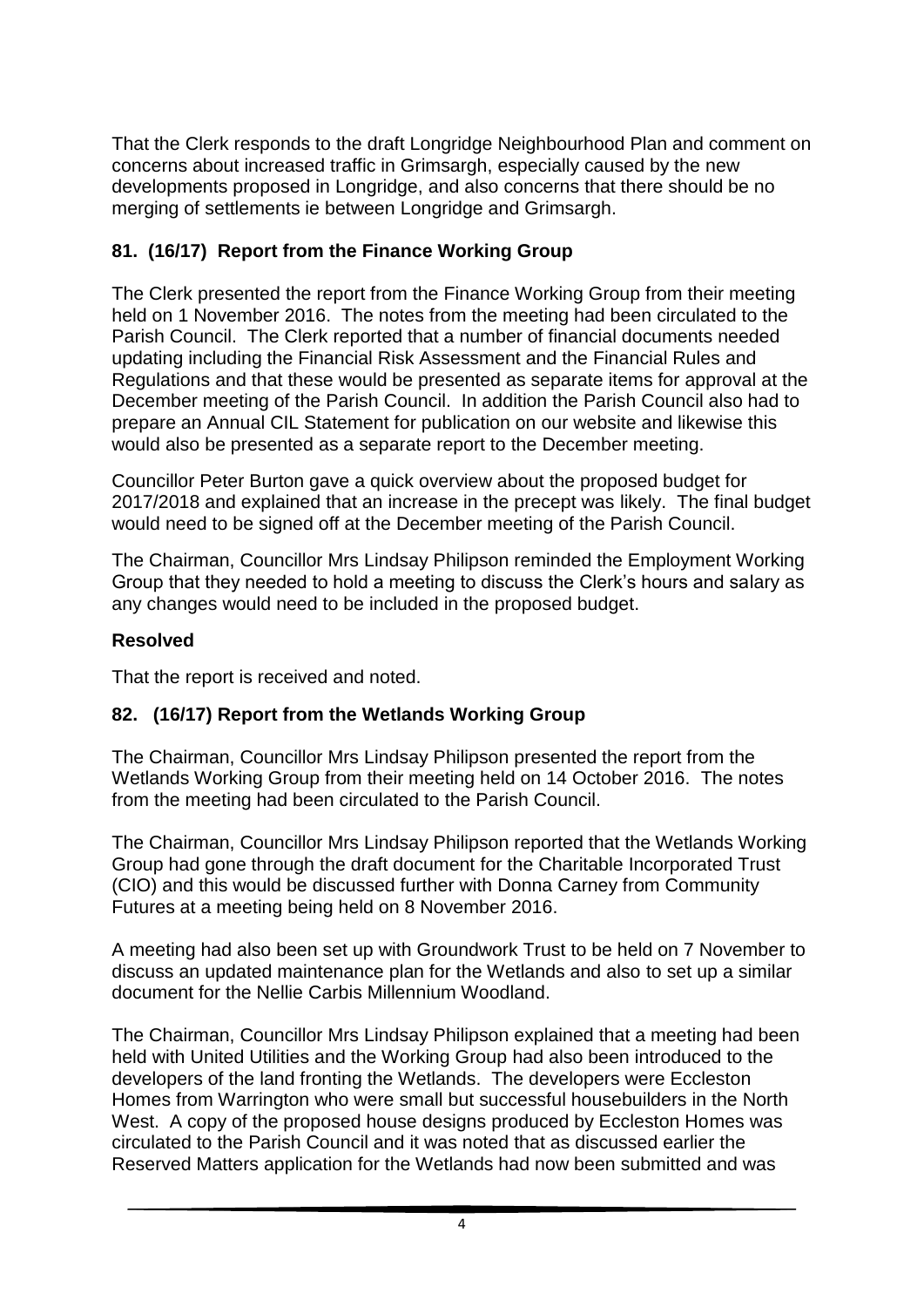That the Clerk responds to the draft Longridge Neighbourhood Plan and comment on concerns about increased traffic in Grimsargh, especially caused by the new developments proposed in Longridge, and also concerns that there should be no merging of settlements ie between Longridge and Grimsargh.

### 81. (16/17) Report from the Finance Working Group

The Clerk presented the report from the Finance Working Group from their meeting held on 1 November 2016. The notes from the meeting had been circulated to the Parish Council. The Clerk reported that a number of financial documents needed updating including the Financial Risk Assessment and the Financial Rules and Regulations and that these would be presented as separate items for approval at the December meeting of the Parish Council. In addition the Parish Council also had to prepare an Annual CIL Statement for publication on our website and likewise this would also be presented as a separate report to the December meeting.

Councillor Peter Burton gave a quick overview about the proposed budget for 2017/2018 and explained that an increase in the precept was likely. The final budget would need to be signed off at the December meeting of the Parish Council.

The Chairman, Councillor Mrs Lindsay Philipson reminded the Employment Working Group that they needed to hold a meeting to discuss the Clerk's hours and salary as any changes would need to be included in the proposed budget.

**Resolved**

That the report is received and noted.

### 82. (16/17) Report from the Wetlands Working Group

The Chairman, Councillor Mrs Lindsay Philipson presented the report from the Wetlands Working Group from their meeting held on 14 October 2016. The notes from the meeting had been circulated to the Parish Council.

The Chairman, Councillor Mrs Lindsay Philipson reported that the Wetlands Working Group had gone through the draft document for the Charitable Incorporated Trust (CIO) and this would be discussed further with Donna Carney from Community Futures at a meeting being held on 8 November 2016.

A meeting had also been set up with Groundwork Trust to be held on 7 November to discuss an updated maintenance plan for the Wetlands and also to set up a similar document for the Nellie Carbis Millennium Woodland.

The Chairman, Councillor Mrs Lindsay Philipson explained that a meeting had been held with United Utilities and the Working Group had also been introduced to the developers of the land fronting the Wetlands. The developers were Eccleston Homes from Warrington who were small but successful housebuilders in the North West. A copy of the proposed house designs produced by Eccleston Homes was circulated to the Parish Council and it was noted that as discussed earlier the Reserved Matters application for the Wetlands had now been submitted and was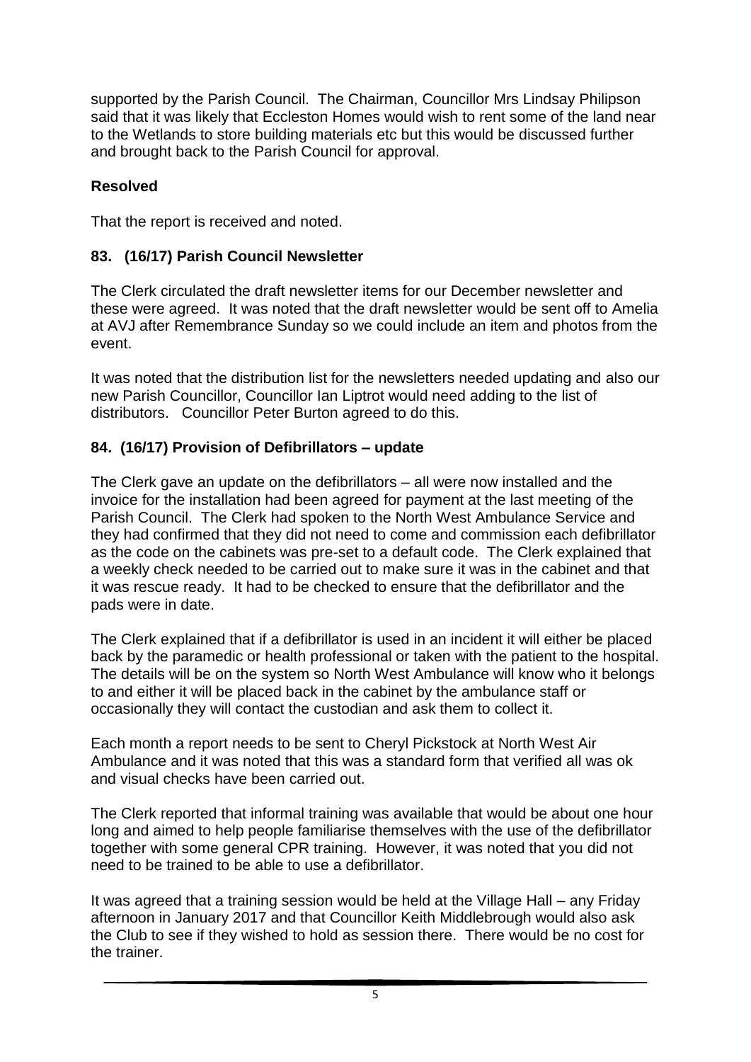supported by the Parish Council. The Chairman, Councillor Mrs Lindsay Philipson said that it was likely that Eccleston Homes would wish to rent some of the land near to the Wetlands to store building materials etc but this would be discussed further and brought back to the Parish Council for approval.

**Resolved**

That the report is received and noted.

## 83. (16/17) Parish Council Newsletter

The Clerk circulated the draft newsletter items for our December newsletter and these were agreed. It was noted that the draft newsletter would be sent off to Amelia at AVJ after Remembrance Sunday so we could include an item and photos from the event.

It was noted that the distribution list for the newsletters needed updating and also our new Parish Councillor, Councillor Ian Liptrot would need adding to the list of distributors. Councillor Peter Burton agreed to do this.

## 84. (16/17) Provision of Defibrillators – update

The Clerk gave an update on the defibrillators – all were now installed and the invoice for the installation had been agreed for payment at the last meeting of the Parish Council. The Clerk had spoken to the North West Ambulance Service and they had confirmed that they did not need to come and commission each defibrillator as the code on the cabinets was pre-set to a default code. The Clerk explained that a weekly check needed to be carried out to make sure it was in the cabinet and that it was rescue ready. It had to be checked to ensure that the defibrillator and the pads were in date.

The Clerk explained that if a defibrillator is used in an incident it will either be placed back by the paramedic or health professional or taken with the patient to the hospital. The details will be on the system so North West Ambulance will know who it belongs to and either it will be placed back in the cabinet by the ambulance staff or occasionally they will contact the custodian and ask them to collect it.

Each month a report needs to be sent to Cheryl Pickstock at North West Air Ambulance and it was noted that this was a standard form that verified all was ok and visual checks have been carried out.

The Clerk reported that informal training was available that would be about one hour long and aimed to help people familiarise themselves with the use of the defibrillator together with some general CPR training. However, it was noted that you did not need to be trained to be able to use a defibrillator.

It was agreed that a training session would be held at the Village Hall – any Friday afternoon in January 2017 and that Councillor Keith Middlebrough would also ask the Club to see if they wished to hold as session there. There would be no cost for the trainer.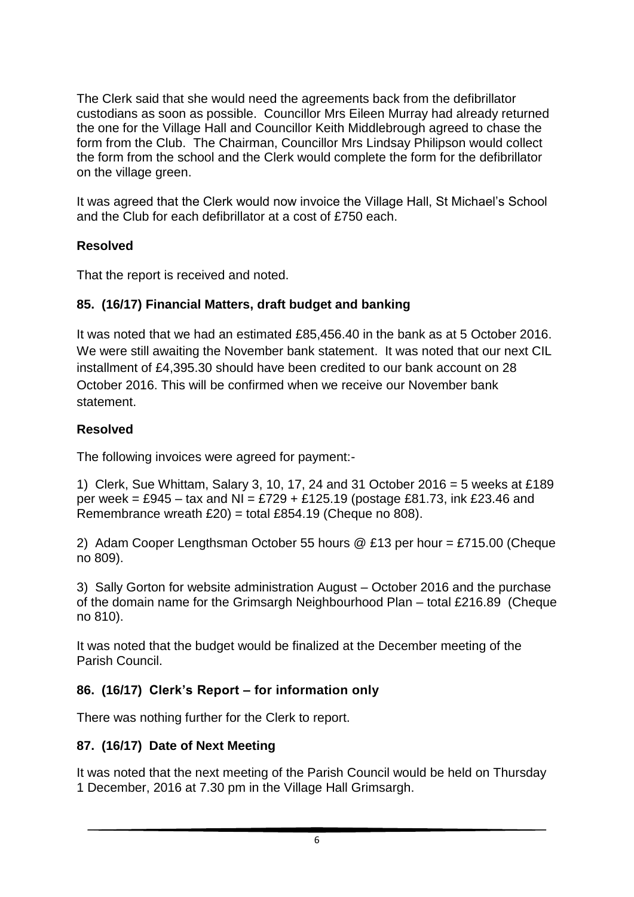The Clerk said that she would need the agreements back from the defibrillator custodians as soon as possible. Councillor Mrs Eileen Murray had already returned the one for the Village Hall and Councillor Keith Middlebrough agreed to chase the form from the Club. The Chairman, Councillor Mrs Lindsay Philipson would collect the form from the school and the Clerk would complete the form for the defibrillator on the village green.

It was agreed that the Clerk would now invoice the Village Hall, St Michael's School and the Club for each defibrillator at a cost of £750 each.

**Resolved**

That the report is received and noted.

### 85. (16/17) Financial Matters, draft budget and banking

It was noted that we had an estimated £85,456.40 in the bank as at 5 October 2016. We were still awaiting the November bank statement. It was noted that our next CIL installment of £4,395.30 should have been credited to our bank account on 28 October 2016. This will be confirmed when we receive our November bank statement.

**Resolved**

The following invoices were agreed for payment:-

1) Clerk, Sue Whittam, Salary 3, 10, 17, 24 and 31 October 2016 = 5 weeks at £189 per week = £945 – tax and NI = £729 + £125.19 (postage £81.73, ink £23.46 and Remembrance wreath £20) = total £854.19 (Cheque no 808).

2) Adam Cooper Lengthsman October 55 hours @ £13 per hour = £715.00 (Cheque no 809).

3) Sally Gorton for website administration August – October 2016 and the purchase of the domain name for the Grimsargh Neighbourhood Plan – total £216.89 (Cheque no 810).

It was noted that the budget would be finalized at the December meeting of the Parish Council.

### 86. (16/17) Clerk's Report – for information only

There was nothing further for the Clerk to report.

### 87. (16/17) Date of Next Meeting

It was noted that the next meeting of the Parish Council would be held on Thursday 1 December, 2016 at 7.30 pm in the Village Hall Grimsargh.